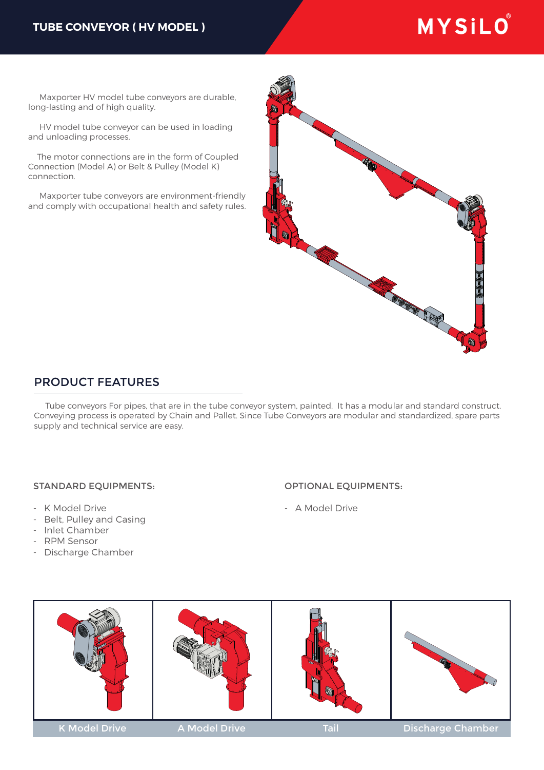# TUBE CONVEYOR ( HV MODEL )

MYSiLO®

Maxporter HV model tube conveyors are durable, long-lasting and of high quality.

HV model tube conveyor can be used in loading and unloading processes.

The motor connections are in the form of Coupled Connection (Model A) or Belt & Pulley (Model K) connection.

Maxporter tube conveyors are environment-friendly and comply with occupational health and safety rules.

## PRODUCT FEATURES

Tube conveyors For pipes, that are in the tube conveyor system, painted. It has a modular and standard construct. Conveying process is operated by Chain and Pallet. Since Tube Conveyors are modular and standardized, spare parts supply and technical service are easy.

### STANDARD EQUIPMENTS:

- K Model Drive
- Belt, Pulley and Casing
- Inlet Chamber
- RPM Sensor
- Discharge Chamber

### OPTIONAL EQUIPMENTS:

- A Model Drive

K Model Drive

A Model Drive

Tail

Discharge Chamber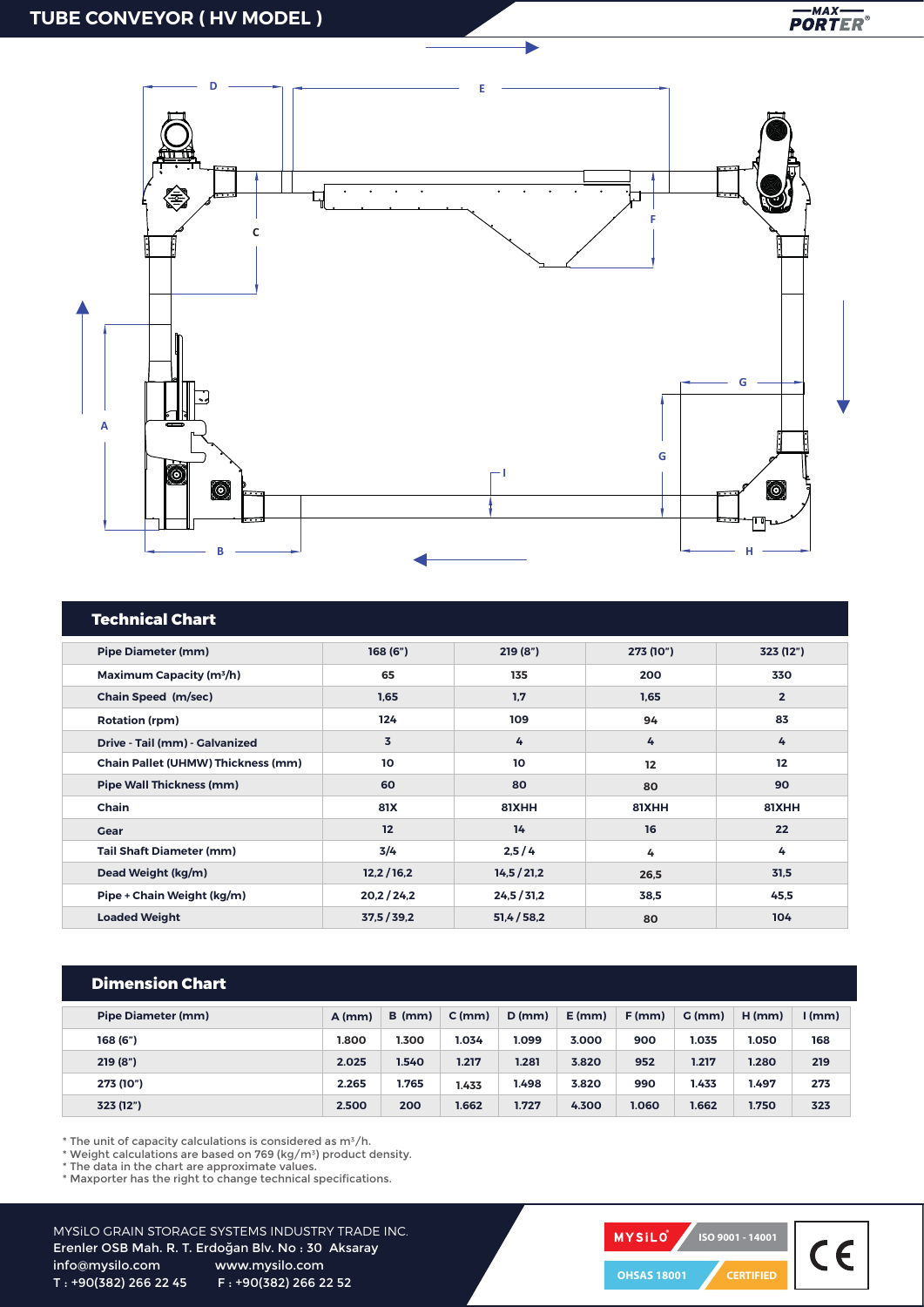# TUBE CONVEYOR ( HV MODEL )

D
E
C
F
A
G
G
I
B
H

## Technical Chart

| Pipe Diameter (mm) | 168 (6") | 219 (8") | 273 (10") | 323 (12") |
|---|---|---|---|---|
| Maximum Capacity (m³/h) | 65 | 135 | 200 | 330 |
| Chain Speed (m/sec) | 1,65 | 1,7 | 1,65 | 2 |
| Rotation (rpm) | 124 | 109 | 94 | 83 |
| Drive - Tail (mm) - Galvanized | 3 | 4 | 4 | 4 |
| Chain Pallet (UHMW) Thickness (mm) | 10 | 10 | 12 | 12 |
| Pipe Wall Thickness (mm) | 60 | 80 | 80 | 90 |
| Chain | 81X | 81XHH | 81XHH | 81XHH |
| Gear | 12 | 14 | 16 | 22 |
| Tail Shaft Diameter (mm) | 3/4 | 2,5 / 4 | 4 | 4 |
| Dead Weight (kg/m) | 12,2 / 16,2 | 14,5 / 21,2 | 26,5 | 31,5 |
| Pipe + Chain Weight (kg/m) | 20,2 / 24,2 | 24,5 / 31,2 | 38,5 | 45,5 |
| Loaded Weight | 37,5 / 39,2 | 51,4 / 58,2 | 80 | 104 |

## Dimension Chart

| Pipe Diameter (mm) | A (mm) | B (mm) | C (mm) | D (mm) | E (mm) | F (mm) | G (mm) | H (mm) | I (mm) |
|---|---|---|---|---|---|---|---|---|---|
| 168 (6") | 1.800 | 1.300 | 1.034 | 1.099 | 3.000 | 900 | 1.035 | 1.050 | 168 |
| 219 (8") | 2.025 | 1.540 | 1.217 | 1.281 | 3.820 | 952 | 1.217 | 1.280 | 219 |
| 273 (10") | 2.265 | 1.765 | 1.433 | 1.498 | 3.820 | 990 | 1.433 | 1.497 | 273 |
| 323 (12") | 2.500 | 200 | 1.662 | 1.727 | 4.300 | 1.060 | 1.662 | 1.750 | 323 |

* The unit of capacity calculations is considered as m³/h.
* Weight calculations are based on 769 (kg/m³) product density.
* The data in the chart are approximate values.
* Maxporter has the right to change technical specifications.

MYSiLO GRAIN STORAGE SYSTEMS INDUSTRY TRADE INC.
Erenler OSB Mah. R. T. Erdoğan Blv. No : 30 Aksaray
info@mysilo.com www.mysilo.com
T : +90(382) 266 22 45 F : +90(382) 266 22 52

MYSILO ISO 9001 - 14001
OHSAS 18001 CERTIFIED